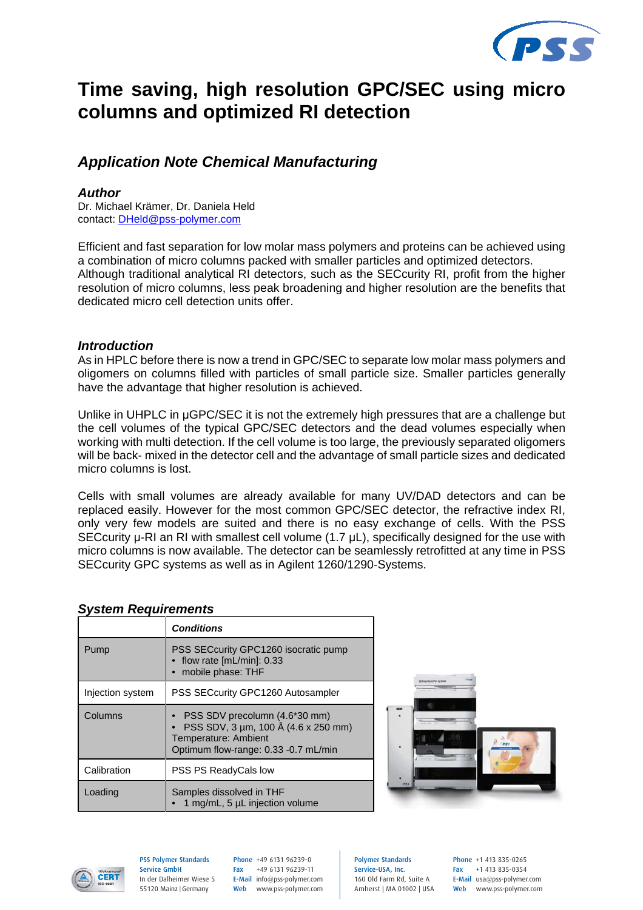# Time saving, high resolution GPC/SEC using micro columns and optimized RI detection

## *Application Note Chemical Manufacturing*

### *Author*

Dr. Michael Krämer, Dr. Daniela Held
contact: DHeld@pss-polymer.com

Efficient and fast separation for low molar mass polymers and proteins can be achieved using a combination of micro columns packed with smaller particles and optimized detectors. Although traditional analytical RI detectors, such as the SECcurity RI, profit from the higher resolution of micro columns, less peak broadening and higher resolution are the benefits that dedicated micro cell detection units offer.

### *Introduction*

As in HPLC before there is now a trend in GPC/SEC to separate low molar mass polymers and oligomers on columns filled with particles of small particle size. Smaller particles generally have the advantage that higher resolution is achieved.

Unlike in UHPLC in µGPC/SEC it is not the extremely high pressures that are a challenge but the cell volumes of the typical GPC/SEC detectors and the dead volumes especially when working with multi detection. If the cell volume is too large, the previously separated oligomers will be back- mixed in the detector cell and the advantage of small particle sizes and dedicated micro columns is lost.

Cells with small volumes are already available for many UV/DAD detectors and can be replaced easily. However for the most common GPC/SEC detector, the refractive index RI, only very few models are suited and there is no easy exchange of cells. With the PSS SECcurity µ-RI an RI with smallest cell volume (1.7 µL), specifically designed for the use with micro columns is now available. The detector can be seamlessly retrofitted at any time in PSS SECcurity GPC systems as well as in Agilent 1260/1290-Systems.

### *System Requirements*

| | ***Conditions*** |
|---|---|
| Pump | PSS SECcurity GPC1260 isocratic pump<br>• flow rate [mL/min]: 0.33<br>• mobile phase: THF |
| Injection system | PSS SECcurity GPC1260 Autosampler |
| Columns | • PSS SDV precolumn (4.6*30 mm)<br>• PSS SDV, 3 µm, 100 Å (4.6 x 250 mm)<br>Temperature: Ambient<br>Optimum flow-range: 0.33 -0.7 mL/min |
| Calibration | PSS PS ReadyCals low |
| Loading | Samples dissolved in THF<br>• 1 mg/mL, 5 µL injection volume |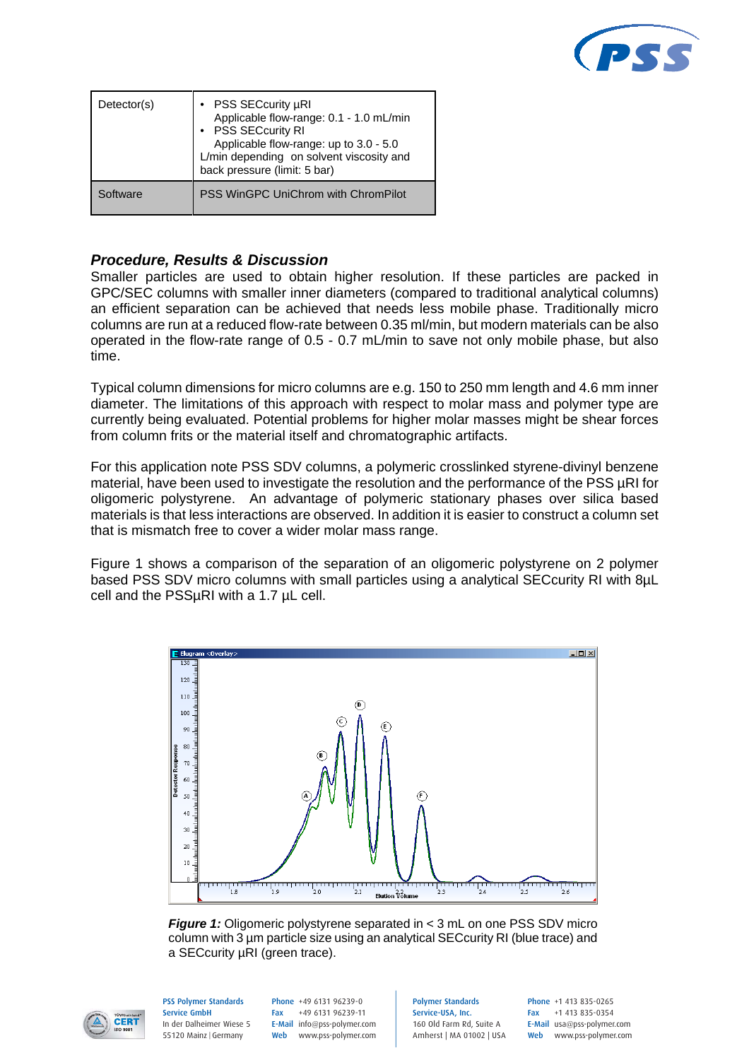| Detector(s) | • PSS SECcurity µRI<br>Applicable flow-range: 0.1 - 1.0 mL/min<br>• PSS SECcurity RI<br>Applicable flow-range: up to 3.0 - 5.0 L/min depending on solvent viscosity and back pressure (limit: 5 bar) |
|---|---|
| Software | PSS WinGPC UniChrom with ChromPilot |

## *Procedure, Results & Discussion*

Smaller particles are used to obtain higher resolution. If these particles are packed in GPC/SEC columns with smaller inner diameters (compared to traditional analytical columns) an efficient separation can be achieved that needs less mobile phase. Traditionally micro columns are run at a reduced flow-rate between 0.35 ml/min, but modern materials can be also operated in the flow-rate range of 0.5 - 0.7 mL/min to save not only mobile phase, but also time.

Typical column dimensions for micro columns are e.g. 150 to 250 mm length and 4.6 mm inner diameter. The limitations of this approach with respect to molar mass and polymer type are currently being evaluated. Potential problems for higher molar masses might be shear forces from column frits or the material itself and chromatographic artifacts.

For this application note PSS SDV columns, a polymeric crosslinked styrene-divinyl benzene material, have been used to investigate the resolution and the performance of the PSS µRI for oligomeric polystyrene. An advantage of polymeric stationary phases over silica based materials is that less interactions are observed. In addition it is easier to construct a column set that is mismatch free to cover a wider molar mass range.

Figure 1 shows a comparison of the separation of an oligomeric polystyrene on 2 polymer based PSS SDV micro columns with small particles using a analytical SECcurity RI with 8µL cell and the PSSµRI with a 1.7 µL cell.

***Figure 1:*** Oligomeric polystyrene separated in < 3 mL on one PSS SDV micro column with 3 µm particle size using an analytical SECcurity RI (blue trace) and a SECcurity µRI (green trace).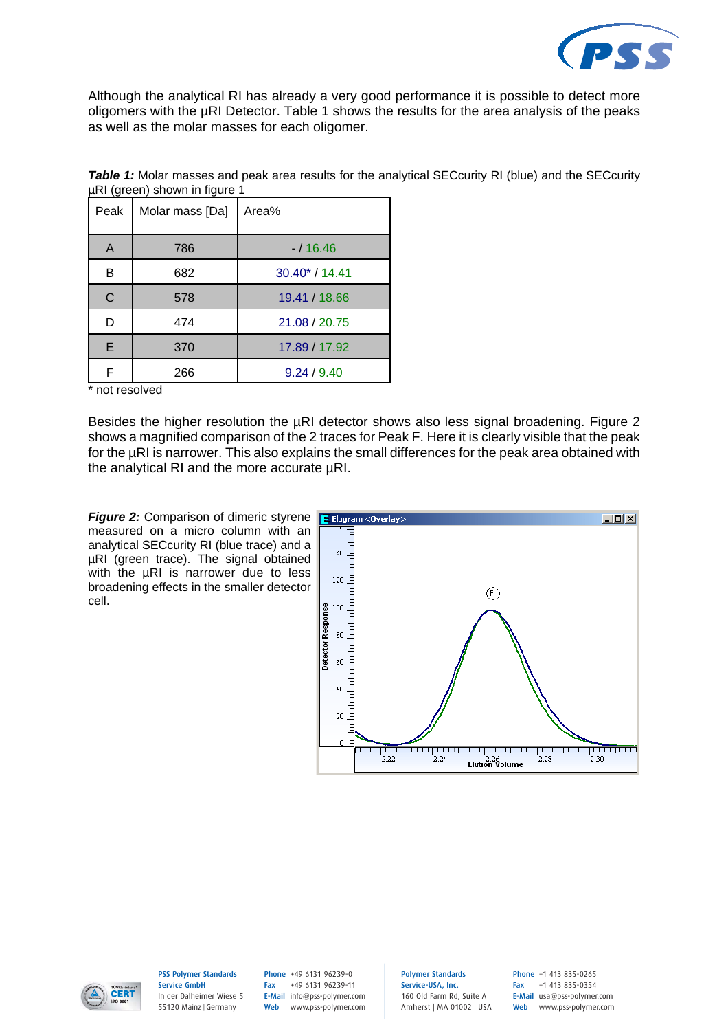Although the analytical RI has already a very good performance it is possible to detect more oligomers with the µRI Detector. Table 1 shows the results for the area analysis of the peaks as well as the molar masses for each oligomer.

***Table 1:*** Molar masses and peak area results for the analytical SECcurity RI (blue) and the SECcurity µRI (green) shown in figure 1

| Peak | Molar mass [Da] | Area% |
|---|---|---|
| A | 786 | - / 16.46 |
| B | 682 | 30.40* / 14.41 |
| C | 578 | 19.41 / 18.66 |
| D | 474 | 21.08 / 20.75 |
| E | 370 | 17.89 / 17.92 |
| F | 266 | 9.24 / 9.40 |

* not resolved

Besides the higher resolution the µRI detector shows also less signal broadening. Figure 2 shows a magnified comparison of the 2 traces for Peak F. Here it is clearly visible that the peak for the µRI is narrower. This also explains the small differences for the peak area obtained with the analytical RI and the more accurate µRI.

***Figure 2:*** Comparison of dimeric styrene measured on a micro column with an analytical SECcurity RI (blue trace) and a µRI (green trace). The signal obtained with the µRI is narrower due to less broadening effects in the smaller detector cell.

Elugram <Overlay>

Detector Response

0
20
40
60
80
100
120
140

F

2.22
2.24
2.26
2.28
2.30

Elution Volume

**PSS Polymer Standards Service GmbH**
In der Dalheimer Wiese 5
55120 Mainz | Germany

**Phone** +49 6131 96239-0
**Fax** +49 6131 96239-11
**E-Mail** info@pss-polymer.com
**Web** www.pss-polymer.com

**Polymer Standards Service-USA, Inc.**
160 Old Farm Rd, Suite A
Amherst | MA 01002 | USA

**Phone** +1 413 835-0265
**Fax** +1 413 835-0354
**E-Mail** usa@pss-polymer.com
**Web** www.pss-polymer.com